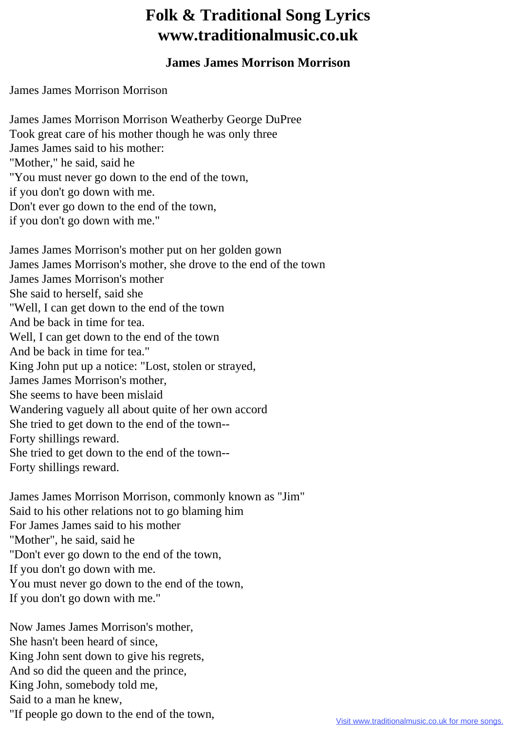# Folk & Traditional Song Lyrics www.traditionalmusic.co.uk

### James James Morrison Morrison

James James Morrison Morrison

James James Morrison Morrison Weatherby George DuPree
Took great care of his mother though he was only three
James James said to his mother:
"Mother," he said, said he
"You must never go down to the end of the town,
if you don't go down with me.
Don't ever go down to the end of the town,
if you don't go down with me."

James James Morrison's mother put on her golden gown
James James Morrison's mother, she drove to the end of the town
James James Morrison's mother
She said to herself, said she
"Well, I can get down to the end of the town
And be back in time for tea.
Well, I can get down to the end of the town
And be back in time for tea."
King John put up a notice: "Lost, stolen or strayed,
James James Morrison's mother,
She seems to have been mislaid
Wandering vaguely all about quite of her own accord
She tried to get down to the end of the town--
Forty shillings reward.
She tried to get down to the end of the town--
Forty shillings reward.

James James Morrison Morrison, commonly known as "Jim"
Said to his other relations not to go blaming him
For James James said to his mother
"Mother", he said, said he
"Don't ever go down to the end of the town,
If you don't go down with me.
You must never go down to the end of the town,
If you don't go down with me."

Now James James Morrison's mother,
She hasn't been heard of since,
King John sent down to give his regrets,
And so did the queen and the prince,
King John, somebody told me,
Said to a man he knew,
"If people go down to the end of the town,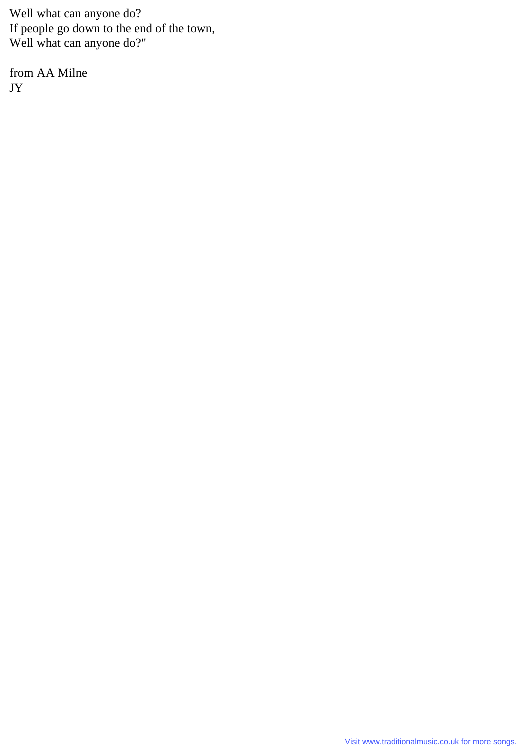Well what can anyone do?
If people go down to the end of the town,
Well what can anyone do?"

from AA Milne
JY